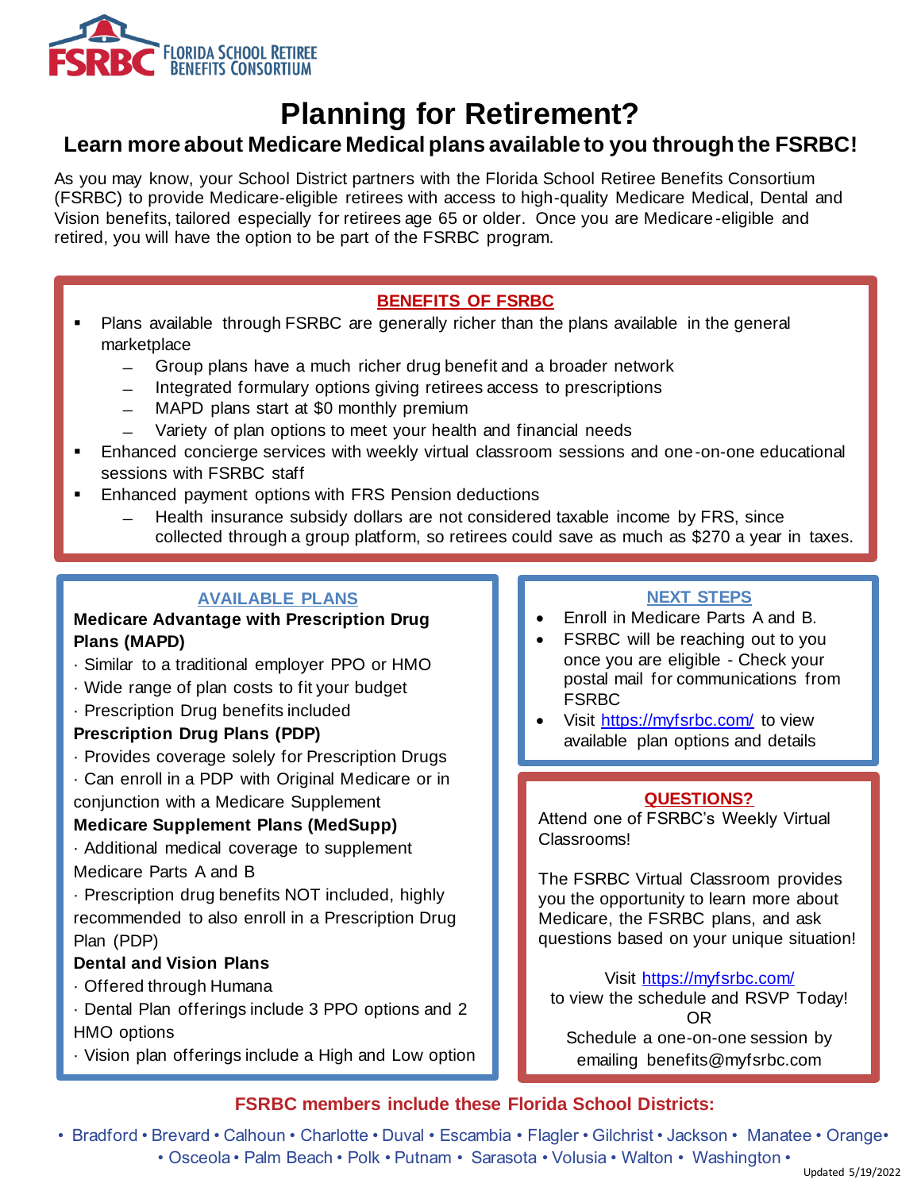FSRBC FLORIDA SCHOOL RETIREE BENEFITS CONSORTIUM

# Planning for Retirement?

## Learn more about Medicare Medical plans available to you through the FSRBC!

As you may know, your School District partners with the Florida School Retiree Benefits Consortium (FSRBC) to provide Medicare-eligible retirees with access to high-quality Medicare Medical, Dental and Vision benefits, tailored especially for retirees age 65 or older. Once you are Medicare-eligible and retired, you will have the option to be part of the FSRBC program.

### BENEFITS OF FSRBC

- Plans available through FSRBC are generally richer than the plans available in the general marketplace
  - Group plans have a much richer drug benefit and a broader network
  - Integrated formulary options giving retirees access to prescriptions
  - MAPD plans start at $0 monthly premium
  - Variety of plan options to meet your health and financial needs
- Enhanced concierge services with weekly virtual classroom sessions and one-on-one educational sessions with FSRBC staff
- Enhanced payment options with FRS Pension deductions
  - Health insurance subsidy dollars are not considered taxable income by FRS, since collected through a group platform, so retirees could save as much as $270 a year in taxes.

### AVAILABLE PLANS

**Medicare Advantage with Prescription Drug Plans (MAPD)**

· Similar to a traditional employer PPO or HMO
· Wide range of plan costs to fit your budget
· Prescription Drug benefits included

**Prescription Drug Plans (PDP)**

· Provides coverage solely for Prescription Drugs
· Can enroll in a PDP with Original Medicare or in conjunction with a Medicare Supplement

**Medicare Supplement Plans (MedSupp)**

· Additional medical coverage to supplement Medicare Parts A and B
· Prescription drug benefits NOT included, highly recommended to also enroll in a Prescription Drug Plan (PDP)

**Dental and Vision Plans**

· Offered through Humana
· Dental Plan offerings include 3 PPO options and 2 HMO options
· Vision plan offerings include a High and Low option

### NEXT STEPS

- Enroll in Medicare Parts A and B.
- FSRBC will be reaching out to you once you are eligible - Check your postal mail for communications from FSRBC
- Visit https://myfsrbc.com/ to view available plan options and details

### QUESTIONS?

Attend one of FSRBC's Weekly Virtual Classrooms!

The FSRBC Virtual Classroom provides you the opportunity to learn more about Medicare, the FSRBC plans, and ask questions based on your unique situation!

Visit https://myfsrbc.com/
to view the schedule and RSVP Today!
OR
Schedule a one-on-one session by emailing benefits@myfsrbc.com

**FSRBC members include these Florida School Districts:**

• Bradford • Brevard • Calhoun • Charlotte • Duval • Escambia • Flagler • Gilchrist • Jackson • Manatee • Orange • • Osceola • Palm Beach • Polk • Putnam • Sarasota • Volusia • Walton • Washington •

Updated 5/19/2022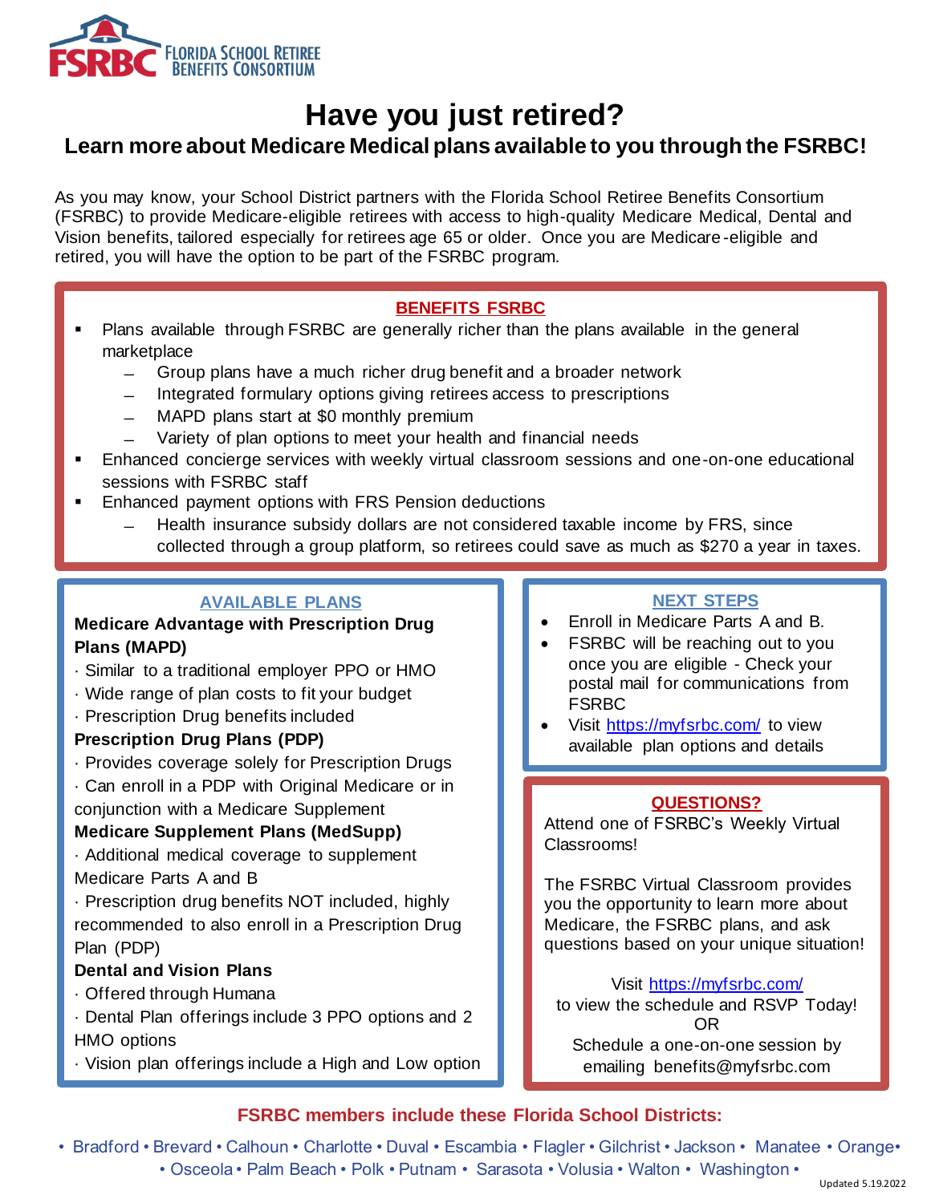FSRBC FLORIDA SCHOOL RETIREE BENEFITS CONSORTIUM

# Have you just retired?

## Learn more about Medicare Medical plans available to you through the FSRBC!

As you may know, your School District partners with the Florida School Retiree Benefits Consortium (FSRBC) to provide Medicare-eligible retirees with access to high-quality Medicare Medical, Dental and Vision benefits, tailored especially for retirees age 65 or older. Once you are Medicare-eligible and retired, you will have the option to be part of the FSRBC program.

### BENEFITS FSRBC

- Plans available through FSRBC are generally richer than the plans available in the general marketplace
  - Group plans have a much richer drug benefit and a broader network
  - Integrated formulary options giving retirees access to prescriptions
  - MAPD plans start at $0 monthly premium
  - Variety of plan options to meet your health and financial needs
- Enhanced concierge services with weekly virtual classroom sessions and one-on-one educational sessions with FSRBC staff
- Enhanced payment options with FRS Pension deductions
  - Health insurance subsidy dollars are not considered taxable income by FRS, since collected through a group platform, so retirees could save as much as $270 a year in taxes.

### AVAILABLE PLANS

**Medicare Advantage with Prescription Drug Plans (MAPD)**

· Similar to a traditional employer PPO or HMO
· Wide range of plan costs to fit your budget
· Prescription Drug benefits included

**Prescription Drug Plans (PDP)**

· Provides coverage solely for Prescription Drugs
· Can enroll in a PDP with Original Medicare or in conjunction with a Medicare Supplement

**Medicare Supplement Plans (MedSupp)**

· Additional medical coverage to supplement Medicare Parts A and B
· Prescription drug benefits NOT included, highly recommended to also enroll in a Prescription Drug Plan (PDP)

**Dental and Vision Plans**

· Offered through Humana
· Dental Plan offerings include 3 PPO options and 2 HMO options
· Vision plan offerings include a High and Low option

### NEXT STEPS

- Enroll in Medicare Parts A and B.
- FSRBC will be reaching out to you once you are eligible - Check your postal mail for communications from FSRBC
- Visit https://myfsrbc.com/ to view available plan options and details

### QUESTIONS?

Attend one of FSRBC's Weekly Virtual Classrooms!

The FSRBC Virtual Classroom provides you the opportunity to learn more about Medicare, the FSRBC plans, and ask questions based on your unique situation!

Visit https://myfsrbc.com/
to view the schedule and RSVP Today!
OR
Schedule a one-on-one session by emailing benefits@myfsrbc.com

**FSRBC members include these Florida School Districts:**

• Bradford • Brevard • Calhoun • Charlotte • Duval • Escambia • Flagler • Gilchrist • Jackson • Manatee • Orange • • Osceola • Palm Beach • Polk • Putnam • Sarasota • Volusia • Walton • Washington •

Updated 5.19.2022